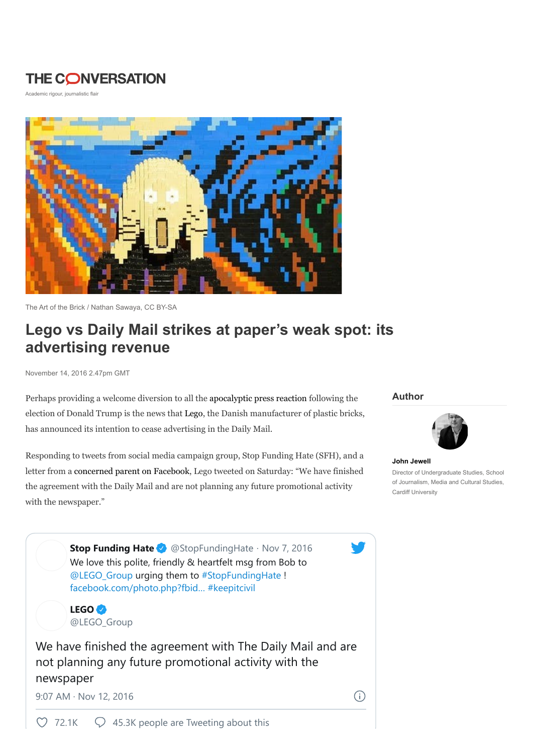THE CONVERSATION

Academic rigour, journalistic flair

The Art of the Brick / Nathan Sawaya, CC BY-SA

# Lego vs Daily Mail strikes at paper's weak spot: its advertising revenue

November 14, 2016 2.47pm GMT

**Author**

**John Jewell**

Director of Undergraduate Studies, School of Journalism, Media and Cultural Studies, Cardiff University

Perhaps providing a welcome diversion to all the apocalyptic press reaction following the election of Donald Trump is the news that Lego, the Danish manufacturer of plastic bricks, has announced its intention to cease advertising in the Daily Mail.

Responding to tweets from social media campaign group, Stop Funding Hate (SFH), and a letter from a concerned parent on Facebook, Lego tweeted on Saturday: "We have finished the agreement with the Daily Mail and are not planning any future promotional activity with the newspaper."

> **Stop Funding Hate** @StopFundingHate · Nov 7, 2016
> We love this polite, friendly & heartfelt msg from Bob to @LEGO_Group urging them to #StopFundingHate ! facebook.com/photo.php?fbid... #keepitcivil
>
> **LEGO** @LEGO_Group
>
> We have finished the agreement with The Daily Mail and are not planning any future promotional activity with the newspaper
>
> 9:07 AM · Nov 12, 2016
>
> 72.1K · 45.3K people are Tweeting about this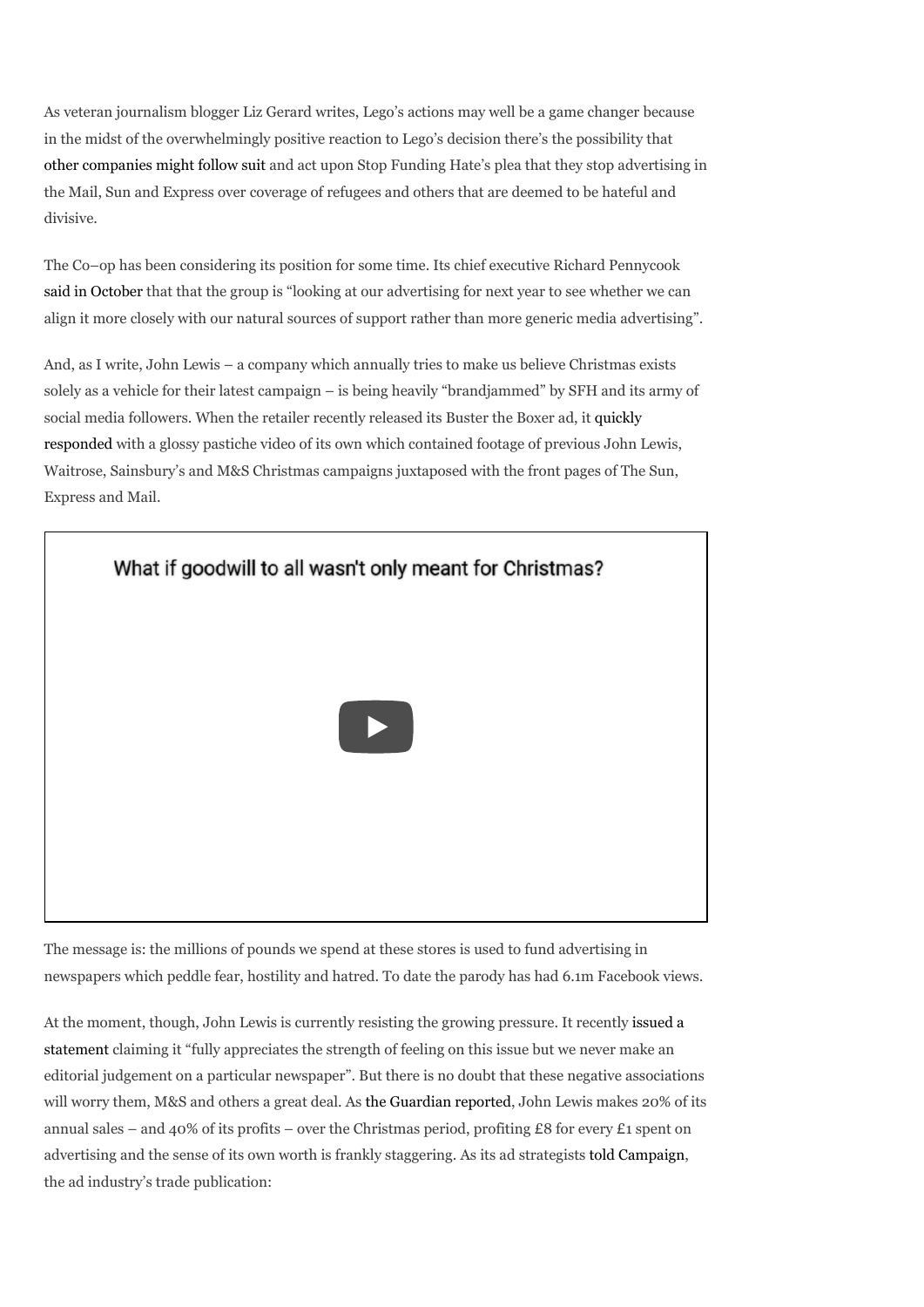As veteran journalism blogger Liz Gerard writes, Lego's actions may well be a game changer because in the midst of the overwhelmingly positive reaction to Lego's decision there's the possibility that other companies might follow suit and act upon Stop Funding Hate's plea that they stop advertising in the Mail, Sun and Express over coverage of refugees and others that are deemed to be hateful and divisive.

The Co–op has been considering its position for some time. Its chief executive Richard Pennycook said in October that that the group is "looking at our advertising for next year to see whether we can align it more closely with our natural sources of support rather than more generic media advertising".

And, as I write, John Lewis – a company which annually tries to make us believe Christmas exists solely as a vehicle for their latest campaign – is being heavily "brandjammed" by SFH and its army of social media followers. When the retailer recently released its Buster the Boxer ad, it quickly responded with a glossy pastiche video of its own which contained footage of previous John Lewis, Waitrose, Sainsbury's and M&S Christmas campaigns juxtaposed with the front pages of The Sun, Express and Mail.

What if goodwill to all wasn't only meant for Christmas?

The message is: the millions of pounds we spend at these stores is used to fund advertising in newspapers which peddle fear, hostility and hatred. To date the parody has had 6.1m Facebook views.

At the moment, though, John Lewis is currently resisting the growing pressure. It recently issued a statement claiming it "fully appreciates the strength of feeling on this issue but we never make an editorial judgement on a particular newspaper". But there is no doubt that these negative associations will worry them, M&S and others a great deal. As the Guardian reported, John Lewis makes 20% of its annual sales – and 40% of its profits – over the Christmas period, profiting £8 for every £1 spent on advertising and the sense of its own worth is frankly staggering. As its ad strategists told Campaign, the ad industry's trade publication: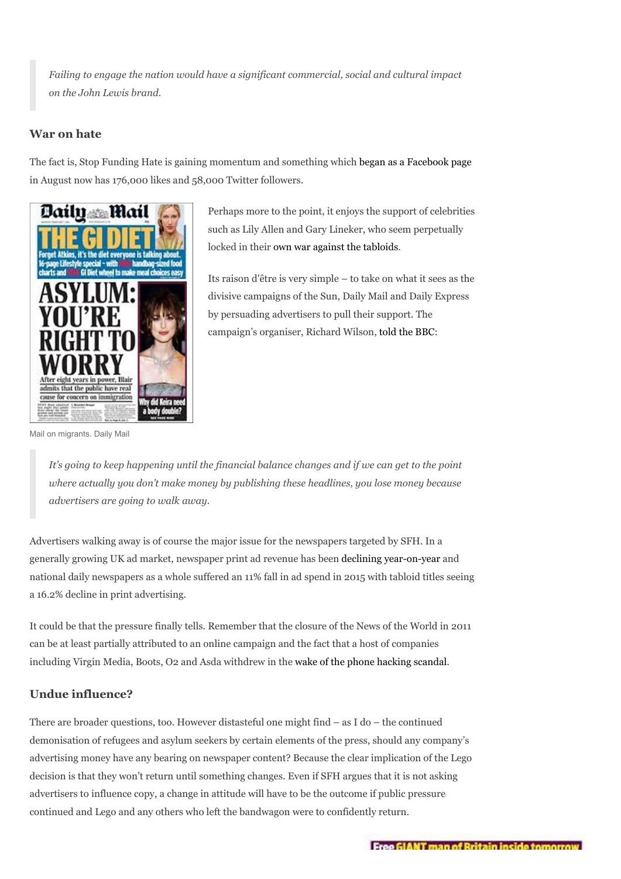> *Failing to engage the nation would have a significant commercial, social and cultural impact on the John Lewis brand.*

## War on hate

The fact is, Stop Funding Hate is gaining momentum and something which began as a Facebook page in August now has 176,000 likes and 58,000 Twitter followers.

Perhaps more to the point, it enjoys the support of celebrities such as Lily Allen and Gary Lineker, who seem perpetually locked in their own war against the tabloids.

Its raison d'être is very simple – to take on what it sees as the divisive campaigns of the Sun, Daily Mail and Daily Express by persuading advertisers to pull their support. The campaign's organiser, Richard Wilson, told the BBC:

Mail on migrants. Daily Mail

> *It's going to keep happening until the financial balance changes and if we can get to the point where actually you don't make money by publishing these headlines, you lose money because advertisers are going to walk away.*

Advertisers walking away is of course the major issue for the newspapers targeted by SFH. In a generally growing UK ad market, newspaper print ad revenue has been declining year-on-year and national daily newspapers as a whole suffered an 11% fall in ad spend in 2015 with tabloid titles seeing a 16.2% decline in print advertising.

It could be that the pressure finally tells. Remember that the closure of the News of the World in 2011 can be at least partially attributed to an online campaign and the fact that a host of companies including Virgin Media, Boots, O2 and Asda withdrew in the wake of the phone hacking scandal.

## Undue influence?

There are broader questions, too. However distasteful one might find – as I do – the continued demonisation of refugees and asylum seekers by certain elements of the press, should any company's advertising money have any bearing on newspaper content? Because the clear implication of the Lego decision is that they won't return until something changes. Even if SFH argues that it is not asking advertisers to influence copy, a change in attitude will have to be the outcome if public pressure continued and Lego and any others who left the bandwagon were to confidently return.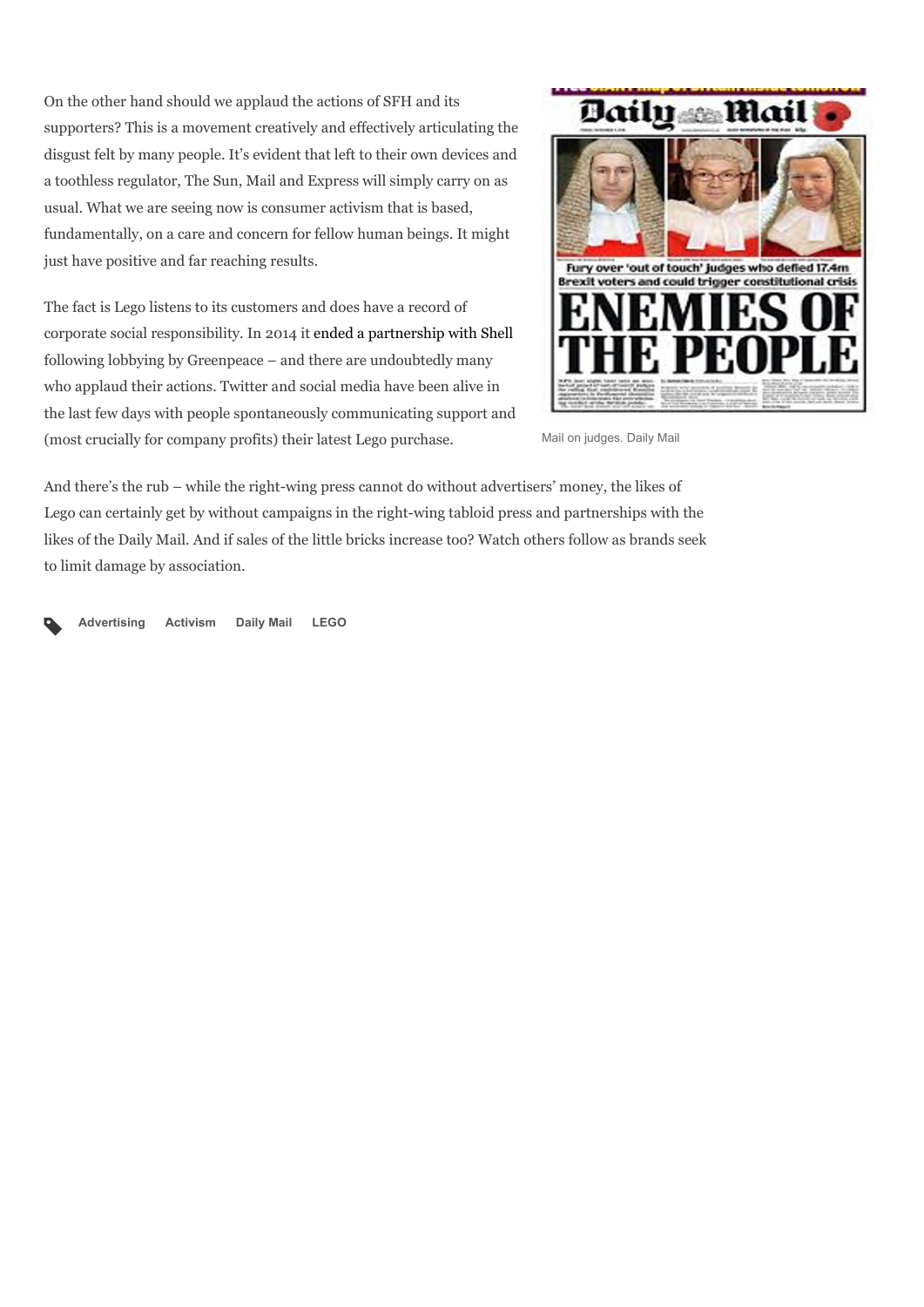On the other hand should we applaud the actions of SFH and its supporters? This is a movement creatively and effectively articulating the disgust felt by many people. It's evident that left to their own devices and a toothless regulator, The Sun, Mail and Express will simply carry on as usual. What we are seeing now is consumer activism that is based, fundamentally, on a care and concern for fellow human beings. It might just have positive and far reaching results.

The fact is Lego listens to its customers and does have a record of corporate social responsibility. In 2014 it ended a partnership with Shell following lobbying by Greenpeace – and there are undoubtedly many who applaud their actions. Twitter and social media have been alive in the last few days with people spontaneously communicating support and (most crucially for company profits) their latest Lego purchase.

Mail on judges. Daily Mail

And there's the rub – while the right-wing press cannot do without advertisers' money, the likes of Lego can certainly get by without campaigns in the right-wing tabloid press and partnerships with the likes of the Daily Mail. And if sales of the little bricks increase too? Watch others follow as brands seek to limit damage by association.

Advertising Activism Daily Mail LEGO